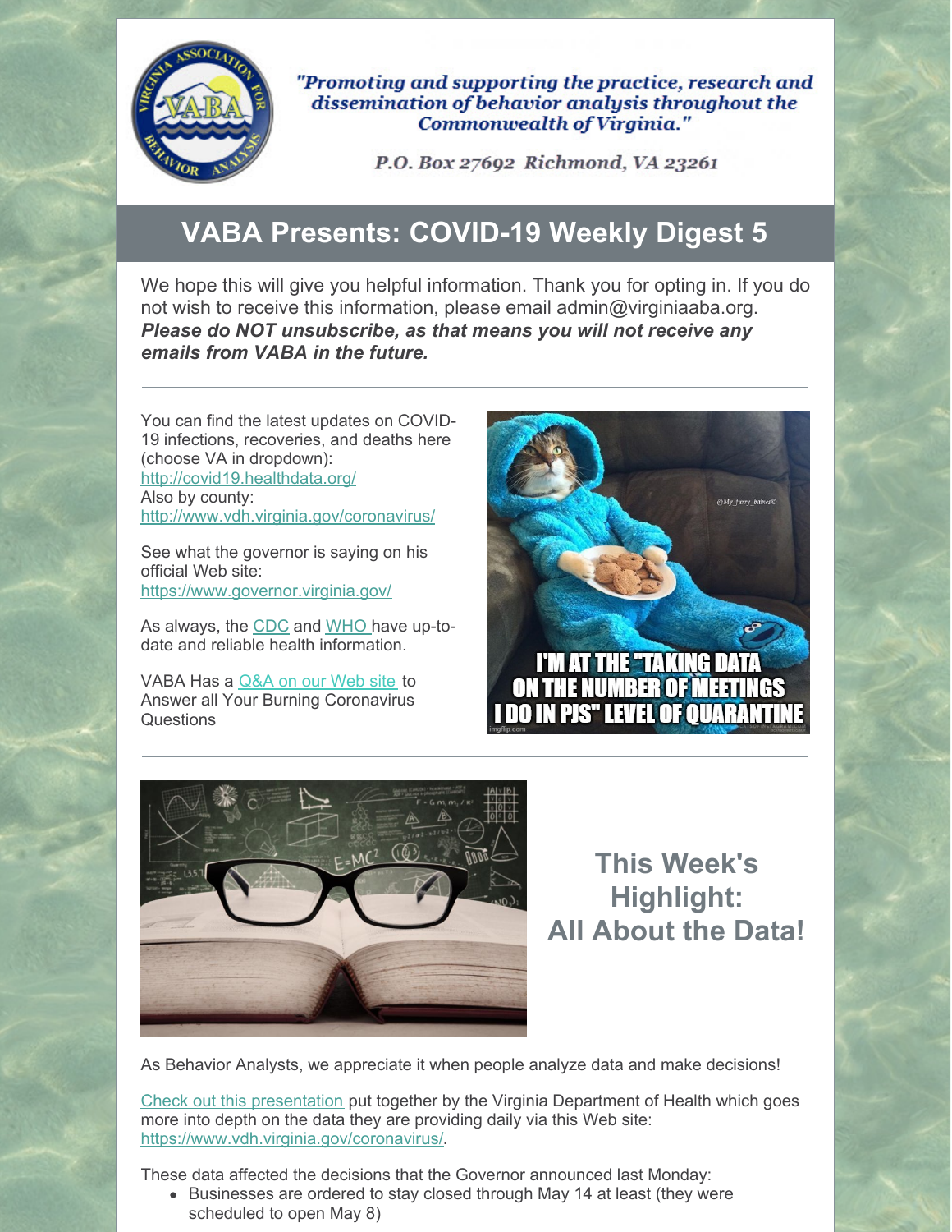"Promoting and supporting the practice, research and dissemination of behavior analysis throughout the Commonwealth of Virginia."

P.O. Box 27692 Richmond, VA 23261

# VABA Presents: COVID-19 Weekly Digest 5

We hope this will give you helpful information. Thank you for opting in. If you do not wish to receive this information, please email admin@virginiaaba.org. ***Please do NOT unsubscribe, as that means you will not receive any emails from VABA in the future.***

---

You can find the latest updates on COVID-19 infections, recoveries, and deaths here (choose VA in dropdown):
http://covid19.healthdata.org/
Also by county:
http://www.vdh.virginia.gov/coronavirus/

See what the governor is saying on his official Web site:
https://www.governor.virginia.gov/

As always, the CDC and WHO have up-to-date and reliable health information.

VABA Has a Q&A on our Web site to Answer all Your Burning Coronavirus Questions

I'M AT THE "TAKING DATA ON THE NUMBER OF MEETINGS I DO IN PJS" LEVEL OF QUARANTINE

---

## This Week's Highlight: All About the Data!

As Behavior Analysts, we appreciate it when people analyze data and make decisions!

Check out this presentation put together by the Virginia Department of Health which goes more into depth on the data they are providing daily via this Web site: https://www.vdh.virginia.gov/coronavirus/.

These data affected the decisions that the Governor announced last Monday:

- Businesses are ordered to stay closed through May 14 at least (they were scheduled to open May 8)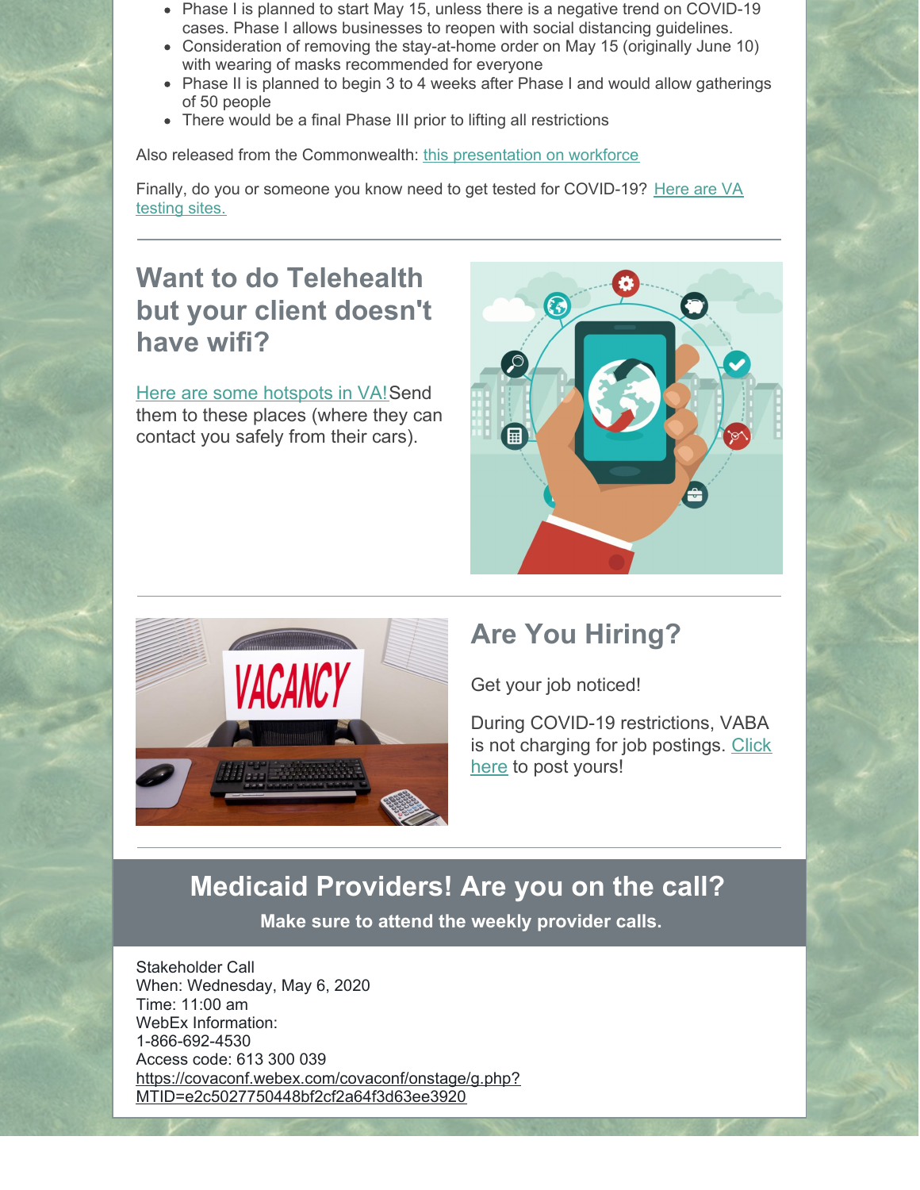- Phase I is planned to start May 15, unless there is a negative trend on COVID-19 cases. Phase I allows businesses to reopen with social distancing guidelines.
- Consideration of removing the stay-at-home order on May 15 (originally June 10) with wearing of masks recommended for everyone
- Phase II is planned to begin 3 to 4 weeks after Phase I and would allow gatherings of 50 people
- There would be a final Phase III prior to lifting all restrictions

Also released from the Commonwealth: this presentation on workforce

Finally, do you or someone you know need to get tested for COVID-19? Here are VA testing sites.

---

## Want to do Telehealth but your client doesn't have wifi?

Here are some hotspots in VA! Send them to these places (where they can contact you safely from their cars).

---

## Are You Hiring?

Get your job noticed!

During COVID-19 restrictions, VABA is not charging for job postings. Click here to post yours!

---

## Medicaid Providers! Are you on the call?

**Make sure to attend the weekly provider calls.**

Stakeholder Call
When: Wednesday, May 6, 2020
Time: 11:00 am
WebEx Information:
1-866-692-4530
Access code: 613 300 039
https://covaconf.webex.com/covaconf/onstage/g.php?MTID=e2c5027750448bf2cf2a64f3d63ee3920